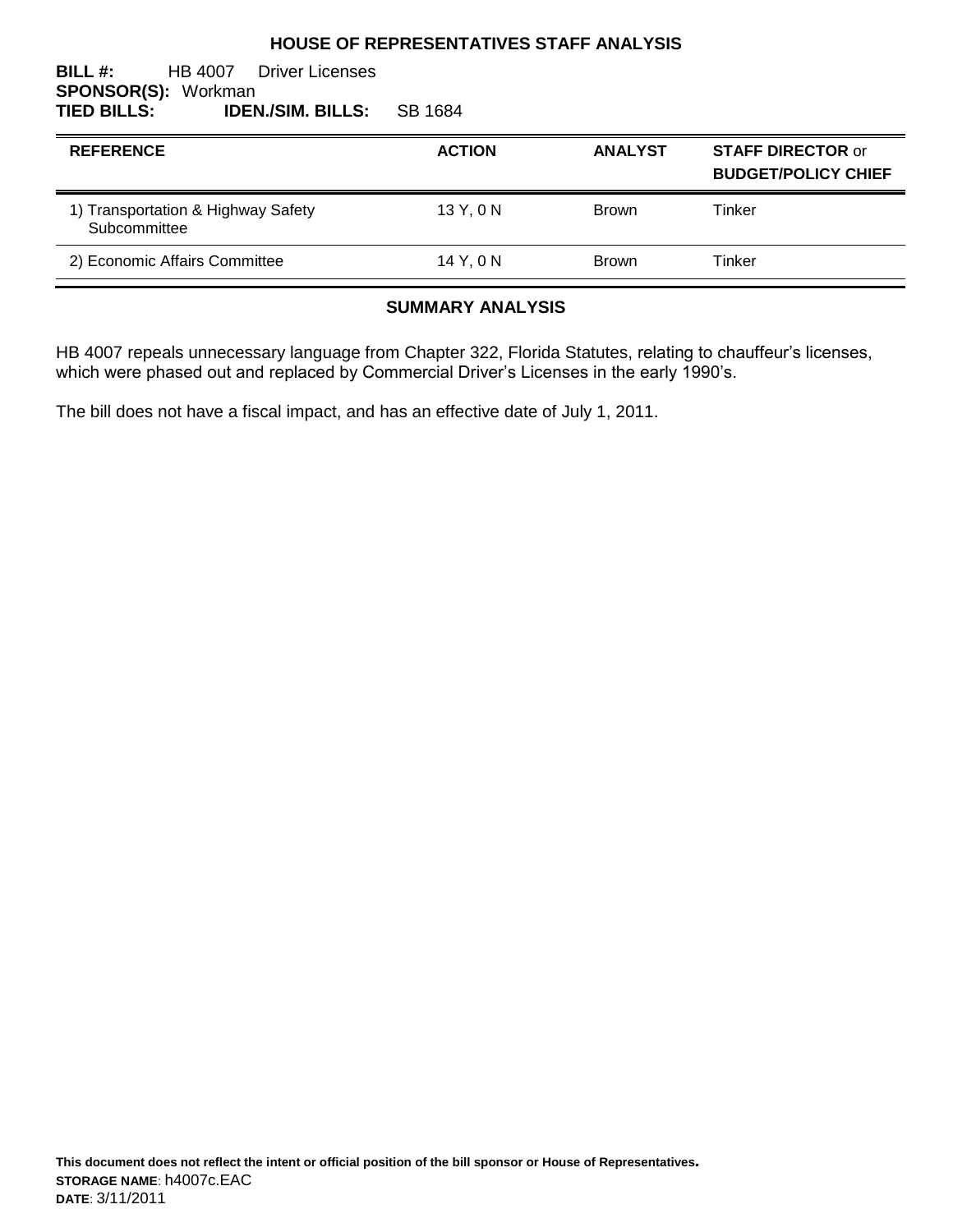# HOUSE OF REPRESENTATIVES STAFF ANALYSIS

**BILL #:** HB 4007 Driver Licenses
**SPONSOR(S):** Workman
**TIED BILLS:** **IDEN./SIM. BILLS:** SB 1684

| REFERENCE | ACTION | ANALYST | STAFF DIRECTOR or BUDGET/POLICY CHIEF |
|---|---|---|---|
| 1) Transportation & Highway Safety Subcommittee | 13 Y, 0 N | Brown | Tinker |
| 2) Economic Affairs Committee | 14 Y, 0 N | Brown | Tinker |

## SUMMARY ANALYSIS

HB 4007 repeals unnecessary language from Chapter 322, Florida Statutes, relating to chauffeur's licenses, which were phased out and replaced by Commercial Driver's Licenses in the early 1990's.

The bill does not have a fiscal impact, and has an effective date of July 1, 2011.

**This document does not reflect the intent or official position of the bill sponsor or House of Representatives.**
**STORAGE NAME**: h4007c.EAC
**DATE**: 3/11/2011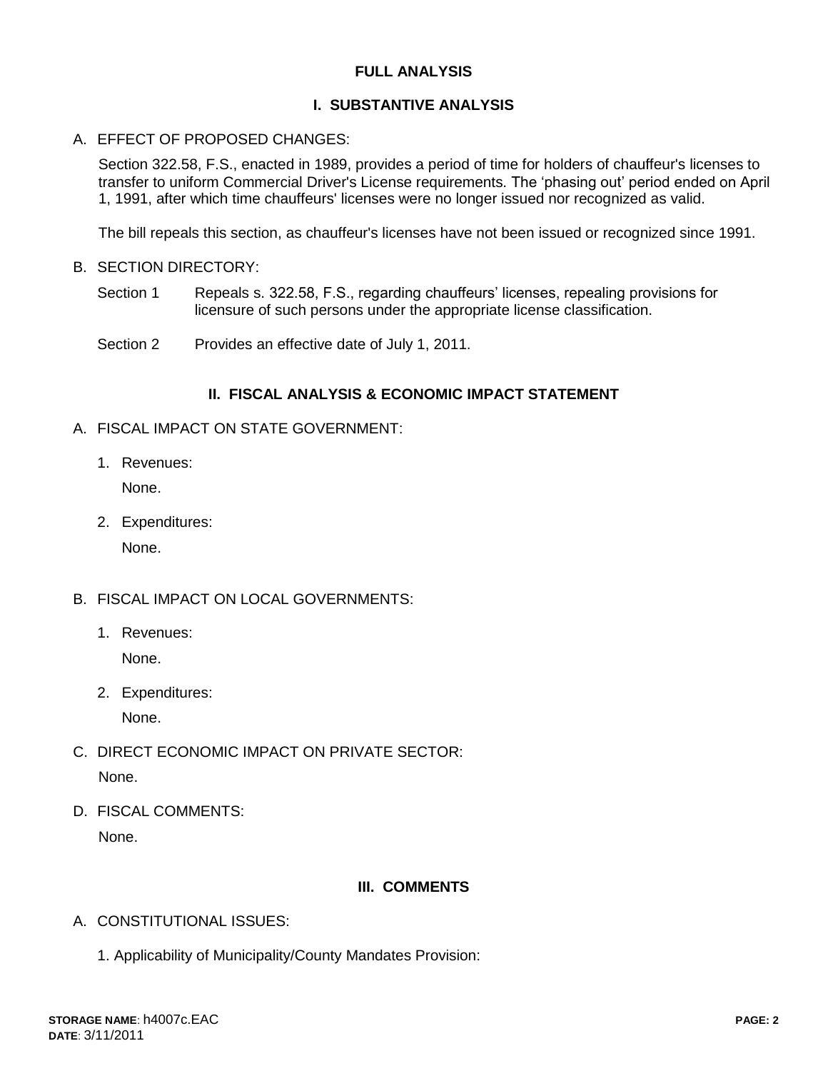## FULL ANALYSIS

### I. SUBSTANTIVE ANALYSIS

A. EFFECT OF PROPOSED CHANGES:

Section 322.58, F.S., enacted in 1989, provides a period of time for holders of chauffeur's licenses to transfer to uniform Commercial Driver's License requirements. The 'phasing out' period ended on April 1, 1991, after which time chauffeurs' licenses were no longer issued nor recognized as valid.

The bill repeals this section, as chauffeur's licenses have not been issued or recognized since 1991.

B. SECTION DIRECTORY:

Section 1 Repeals s. 322.58, F.S., regarding chauffeurs' licenses, repealing provisions for licensure of such persons under the appropriate license classification.

Section 2 Provides an effective date of July 1, 2011.

### II. FISCAL ANALYSIS & ECONOMIC IMPACT STATEMENT

A. FISCAL IMPACT ON STATE GOVERNMENT:

1. Revenues:

   None.

2. Expenditures:

   None.

B. FISCAL IMPACT ON LOCAL GOVERNMENTS:

1. Revenues:

   None.

2. Expenditures:

   None.

C. DIRECT ECONOMIC IMPACT ON PRIVATE SECTOR:

None.

D. FISCAL COMMENTS:

None.

### III. COMMENTS

A. CONSTITUTIONAL ISSUES:

1. Applicability of Municipality/County Mandates Provision: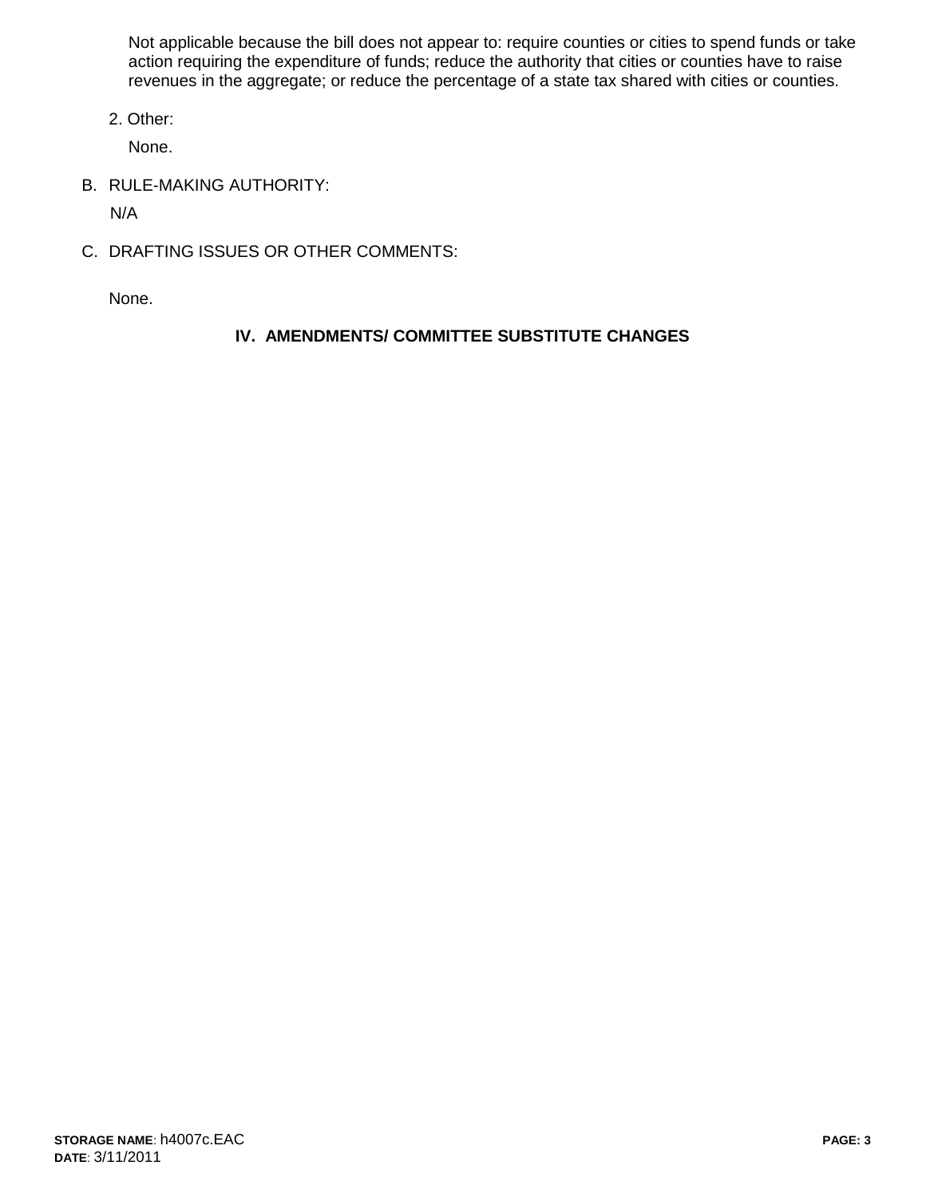Not applicable because the bill does not appear to: require counties or cities to spend funds or take action requiring the expenditure of funds; reduce the authority that cities or counties have to raise revenues in the aggregate; or reduce the percentage of a state tax shared with cities or counties.

2. Other:

None.

B. RULE-MAKING AUTHORITY:

N/A

C. DRAFTING ISSUES OR OTHER COMMENTS:

None.

## IV. AMENDMENTS/ COMMITTEE SUBSTITUTE CHANGES

**STORAGE NAME**: h4007c.EAC
**DATE**: 3/11/2011